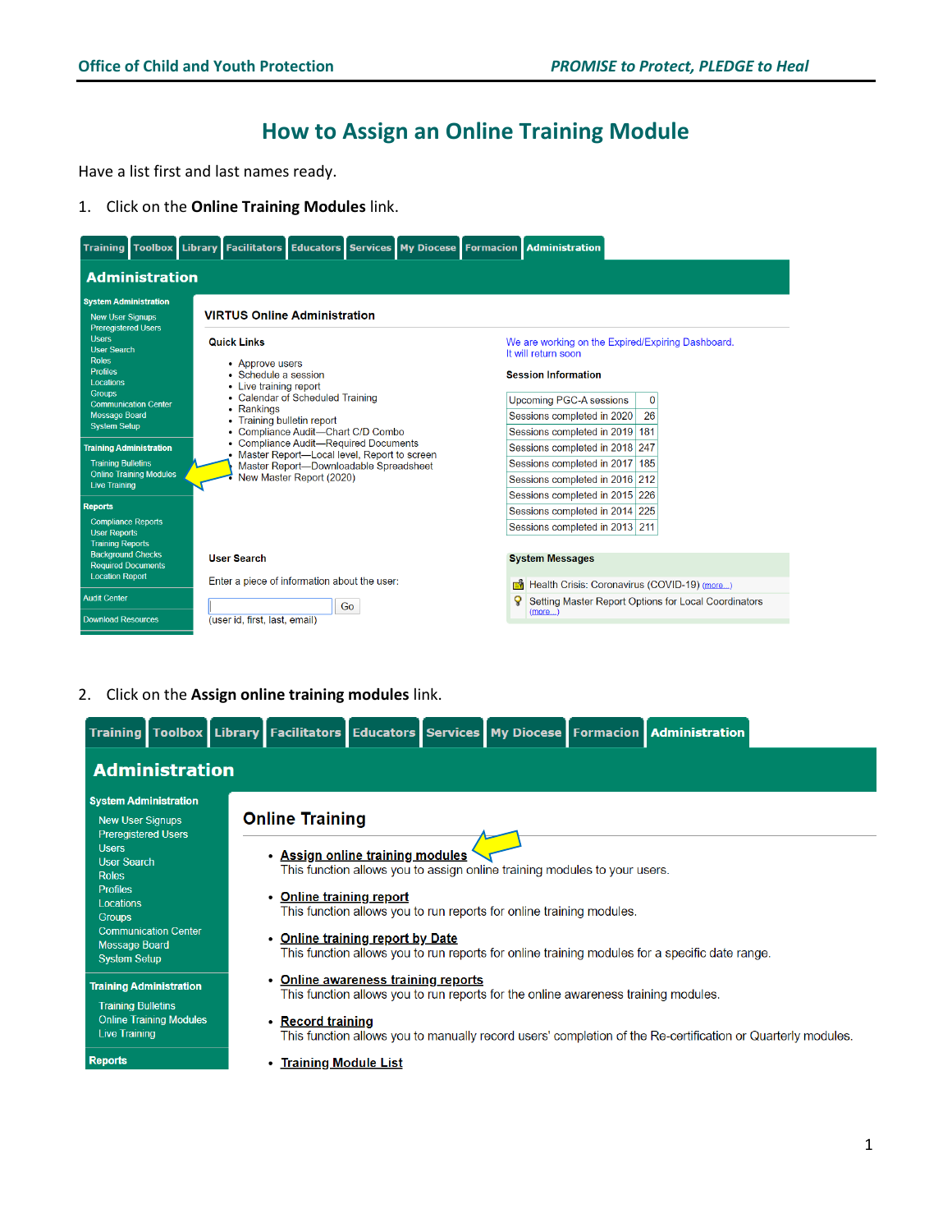# How to Assign an Online Training Module

Have a list first and last names ready.

1. Click on the **Online Training Modules** link.

2. Click on the **Assign online training modules** link.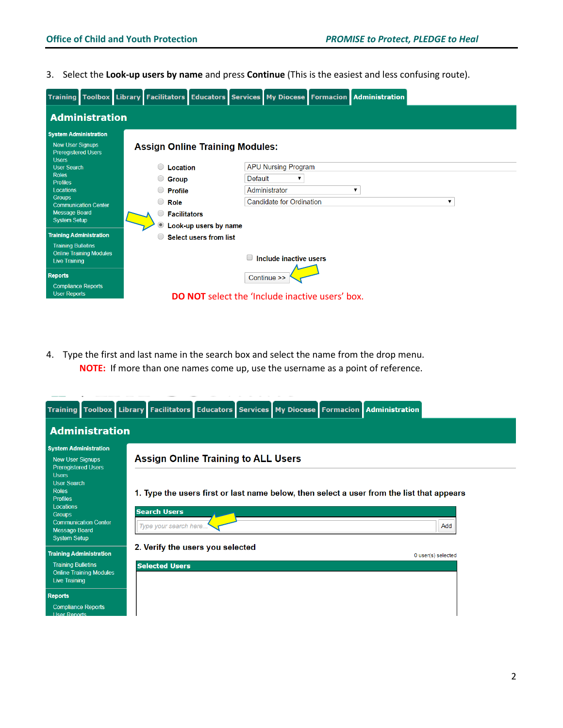3. Select the **Look-up users by name** and press **Continue** (This is the easiest and less confusing route).

Training | Toolbox | Library | Facilitators | Educators | Services | My Diocese | Formacion | Administration

## Administration

**System Administration**
- New User Signups
- Preregistered Users
- Users
- User Search
- Roles
- Profiles
- Locations
- Groups
- Communication Center
- Message Board
- System Setup

**Training Administration**
- Training Bulletins
- Online Training Modules
- Live Training

**Reports**
- Compliance Reports
- User Reports

### Assign Online Training Modules:

- Location — APU Nursing Program
- Group — Default
- Profile — Administrator
- Role — Candidate for Ordination
- Facilitators
- Look-up users by name (selected)
- Select users from list

Include inactive users

Continue >>

**DO NOT** select the 'Include inactive users' box.

4. Type the first and last name in the search box and select the name from the drop menu.
   **NOTE:** If more than one names come up, use the username as a point of reference.

Training | Toolbox | Library | Facilitators | Educators | Services | My Diocese | Formacion | Administration

## Administration

**System Administration**
- New User Signups
- Preregistered Users
- Users
- User Search
- Roles
- Profiles
- Locations
- Groups
- Communication Center
- Message Board
- System Setup

**Training Administration**
- Training Bulletins
- Online Training Modules
- Live Training

**Reports**
- Compliance Reports
- User Reports

### Assign Online Training to ALL Users

1. Type the users first or last name below, then select a user from the list that appears

**Search Users**

Type your search here... | Add

2. Verify the users you selected

0 user(s) selected

**Selected Users**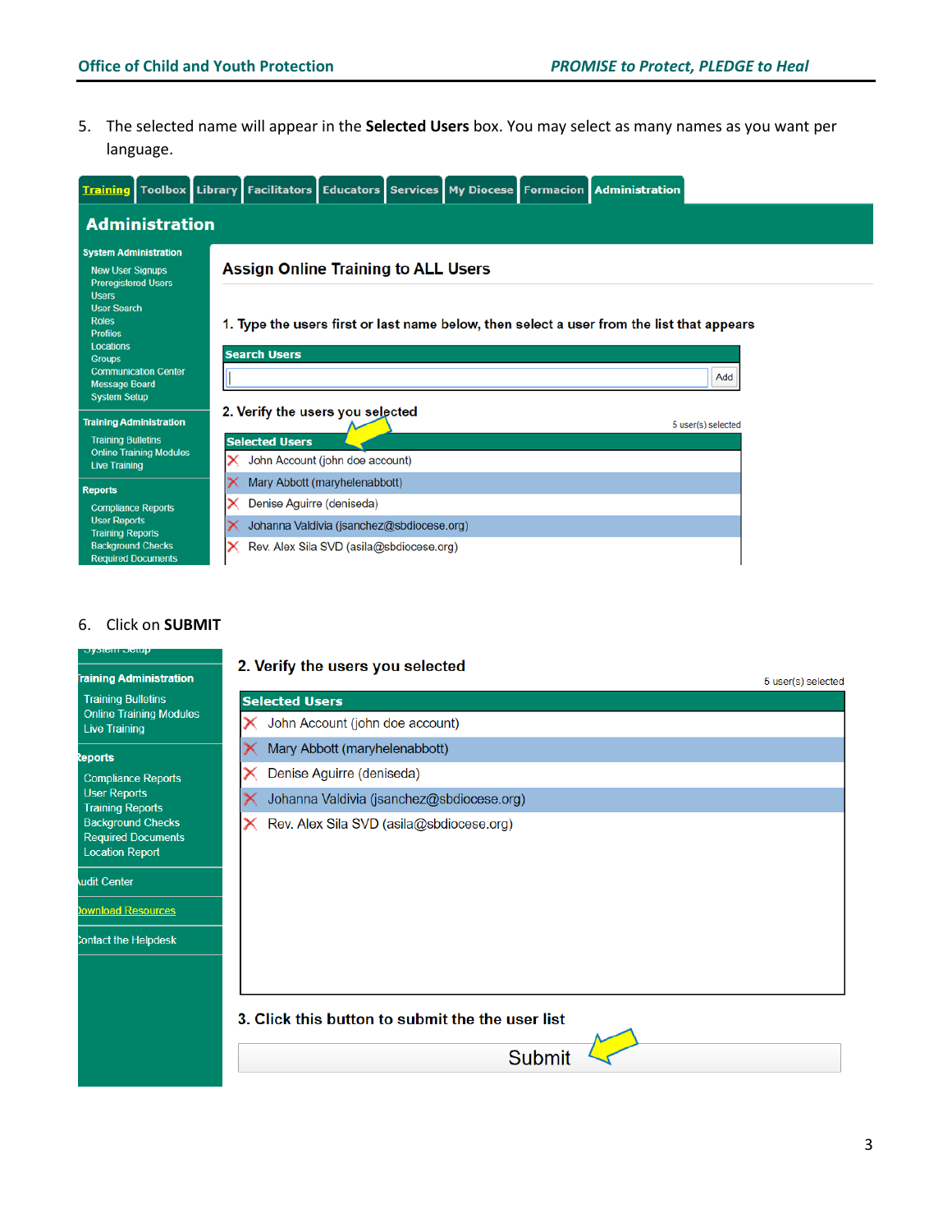5. The selected name will appear in the **Selected Users** box. You may select as many names as you want per language.

Training | Toolbox | Library | Facilitators | Educators | Services | My Diocese | Formacion | Administration

## Administration

**System Administration**
- New User Signups
- Preregistered Users
- Users
- User Search
- Roles
- Profiles
- Locations
- Groups
- Communication Center
- Message Board
- System Setup

**Training Administration**
- Training Bulletins
- Online Training Modules
- Live Training

**Reports**
- Compliance Reports
- User Reports
- Training Reports
- Background Checks
- Required Documents

### Assign Online Training to ALL Users

**1. Type the users first or last name below, then select a user from the list that appears**

**Search Users** [ ] Add

**2. Verify the users you selected**

5 user(s) selected

**Selected Users**
- John Account (john doe account)
- Mary Abbott (maryhelenabbott)
- Denise Aguirre (deniseda)
- Johanna Valdivia (jsanchez@sbdiocese.org)
- Rev. Alex Sila SVD (asila@sbdiocese.org)

6. Click on **SUBMIT**

**Training Administration**
- Training Bulletins
- Online Training Modules
- Live Training

**Reports**
- Compliance Reports
- User Reports
- Training Reports
- Background Checks
- Required Documents
- Location Report

Audit Center

Download Resources

Contact the Helpdesk

**2. Verify the users you selected**

5 user(s) selected

**Selected Users**
- John Account (john doe account)
- Mary Abbott (maryhelenabbott)
- Denise Aguirre (deniseda)
- Johanna Valdivia (jsanchez@sbdiocese.org)
- Rev. Alex Sila SVD (asila@sbdiocese.org)

**3. Click this button to submit the the user list**

Submit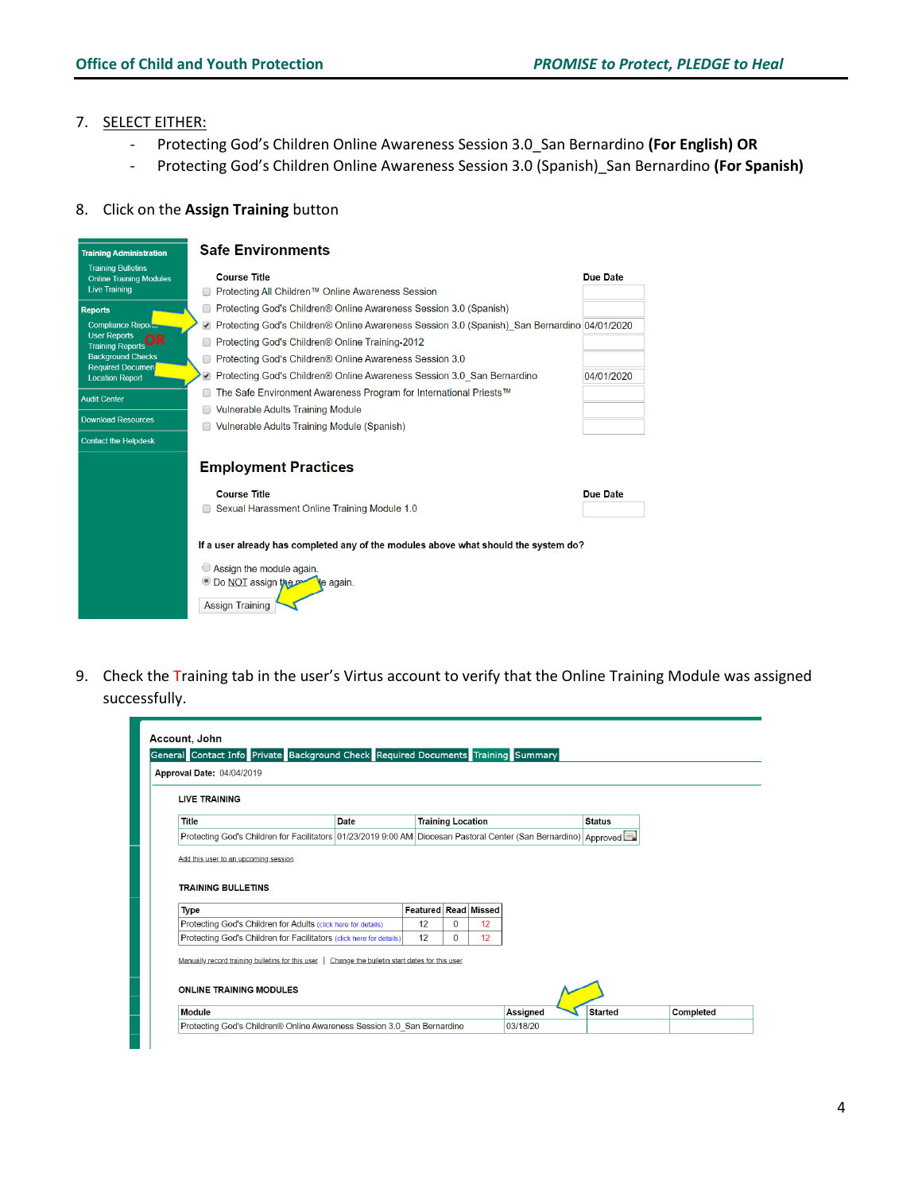7. SELECT EITHER:
   - Protecting God's Children Online Awareness Session 3.0_San Bernardino **(For English) OR**
   - Protecting God's Children Online Awareness Session 3.0 (Spanish)_San Bernardino **(For Spanish)**

8. Click on the **Assign Training** button

9. Check the Training tab in the user's Virtus account to verify that the Online Training Module was assigned successfully.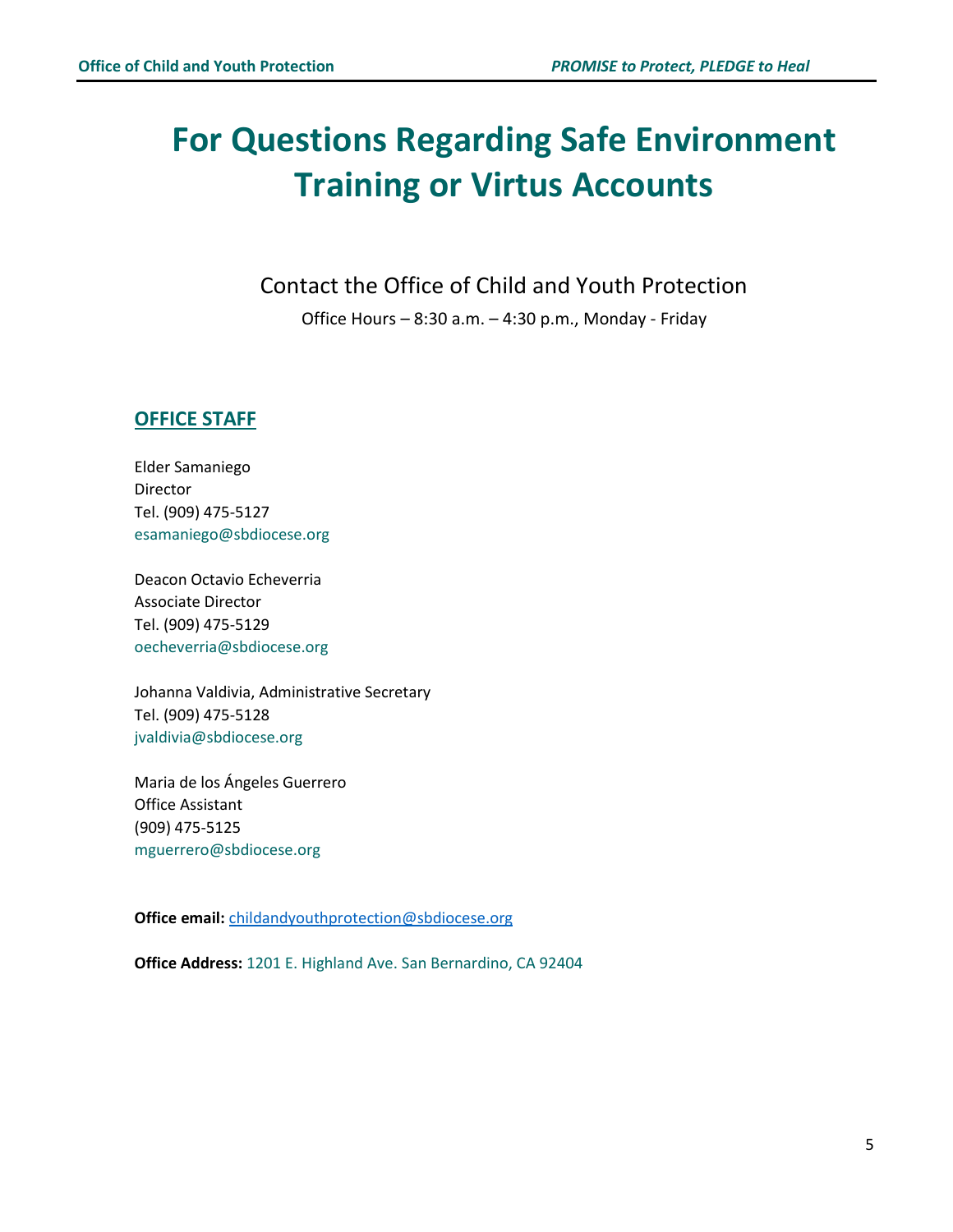# For Questions Regarding Safe Environment Training or Virtus Accounts

Contact the Office of Child and Youth Protection

Office Hours – 8:30 a.m. – 4:30 p.m., Monday - Friday

## OFFICE STAFF

Elder Samaniego
Director
Tel. (909) 475-5127
esamaniego@sbdiocese.org

Deacon Octavio Echeverria
Associate Director
Tel. (909) 475-5129
oecheverria@sbdiocese.org

Johanna Valdivia, Administrative Secretary
Tel. (909) 475-5128
jvaldivia@sbdiocese.org

Maria de los Ángeles Guerrero
Office Assistant
(909) 475-5125
mguerrero@sbdiocese.org

**Office email:** childandyouthprotection@sbdiocese.org

**Office Address:** 1201 E. Highland Ave. San Bernardino, CA 92404